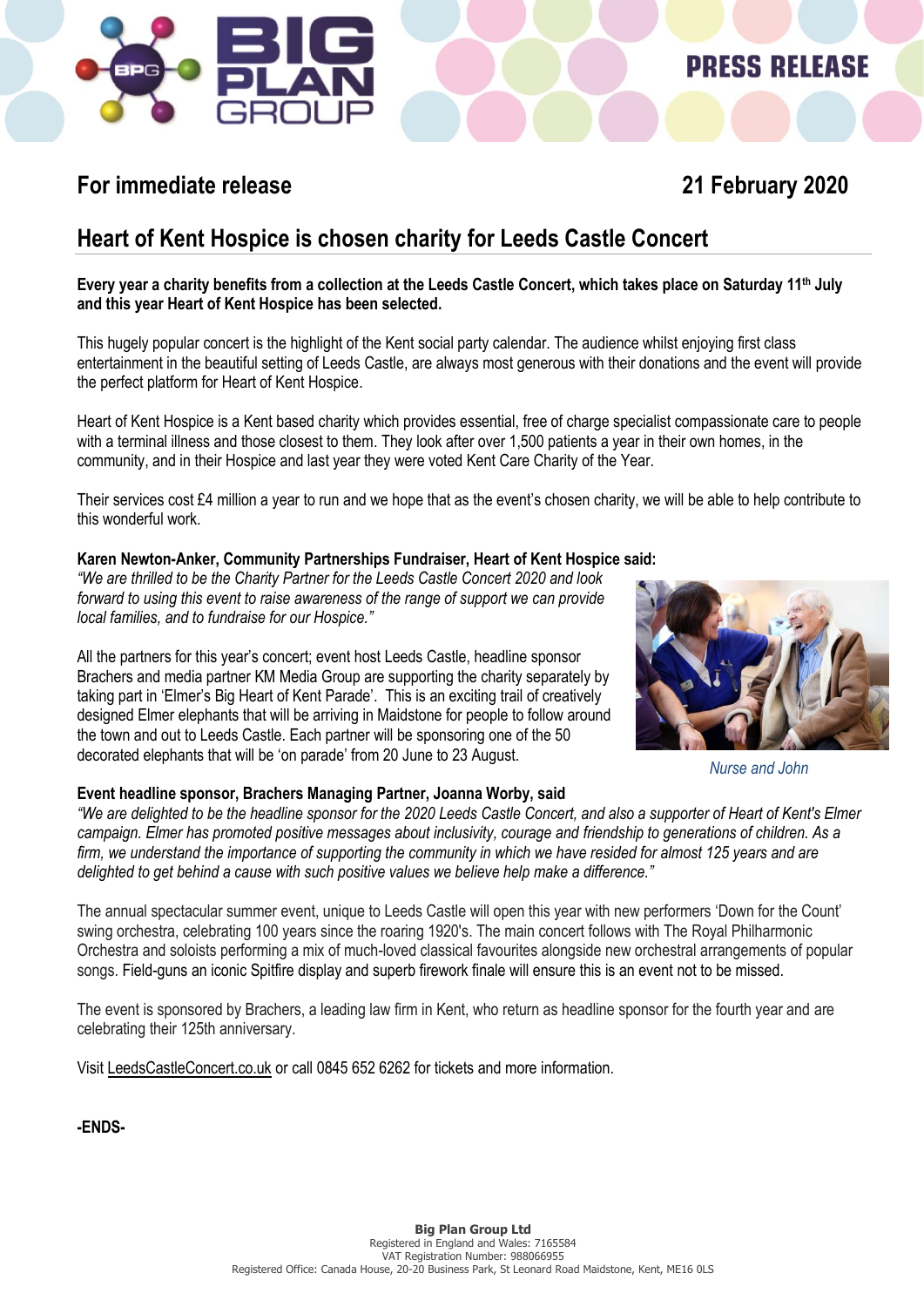PRESS RELEASE

**For immediate release** **21 February 2020**

# Heart of Kent Hospice is chosen charity for Leeds Castle Concert

**Every year a charity benefits from a collection at the Leeds Castle Concert, which takes place on Saturday 11th July and this year Heart of Kent Hospice has been selected.**

This hugely popular concert is the highlight of the Kent social party calendar. The audience whilst enjoying first class entertainment in the beautiful setting of Leeds Castle, are always most generous with their donations and the event will provide the perfect platform for Heart of Kent Hospice.

Heart of Kent Hospice is a Kent based charity which provides essential, free of charge specialist compassionate care to people with a terminal illness and those closest to them. They look after over 1,500 patients a year in their own homes, in the community, and in their Hospice and last year they were voted Kent Care Charity of the Year.

Their services cost £4 million a year to run and we hope that as the event's chosen charity, we will be able to help contribute to this wonderful work.

**Karen Newton-Anker, Community Partnerships Fundraiser, Heart of Kent Hospice said:**
*"We are thrilled to be the Charity Partner for the Leeds Castle Concert 2020 and look forward to using this event to raise awareness of the range of support we can provide local families, and to fundraise for our Hospice."*

All the partners for this year's concert; event host Leeds Castle, headline sponsor Brachers and media partner KM Media Group are supporting the charity separately by taking part in 'Elmer's Big Heart of Kent Parade'. This is an exciting trail of creatively designed Elmer elephants that will be arriving in Maidstone for people to follow around the town and out to Leeds Castle. Each partner will be sponsoring one of the 50 decorated elephants that will be 'on parade' from 20 June to 23 August.

*Nurse and John*

**Event headline sponsor, Brachers Managing Partner, Joanna Worby, said**
*"We are delighted to be the headline sponsor for the 2020 Leeds Castle Concert, and also a supporter of Heart of Kent's Elmer campaign. Elmer has promoted positive messages about inclusivity, courage and friendship to generations of children. As a firm, we understand the importance of supporting the community in which we have resided for almost 125 years and are delighted to get behind a cause with such positive values we believe help make a difference."*

The annual spectacular summer event, unique to Leeds Castle will open this year with new performers 'Down for the Count' swing orchestra, celebrating 100 years since the roaring 1920's. The main concert follows with The Royal Philharmonic Orchestra and soloists performing a mix of much-loved classical favourites alongside new orchestral arrangements of popular songs. Field-guns an iconic Spitfire display and superb firework finale will ensure this is an event not to be missed.

The event is sponsored by Brachers, a leading law firm in Kent, who return as headline sponsor for the fourth year and are celebrating their 125th anniversary.

Visit LeedsCastleConcert.co.uk or call 0845 652 6262 for tickets and more information.

**-ENDS-**

**Big Plan Group Ltd**
Registered in England and Wales: 7165584
VAT Registration Number: 988066955
Registered Office: Canada House, 20-20 Business Park, St Leonard Road Maidstone, Kent, ME16 0LS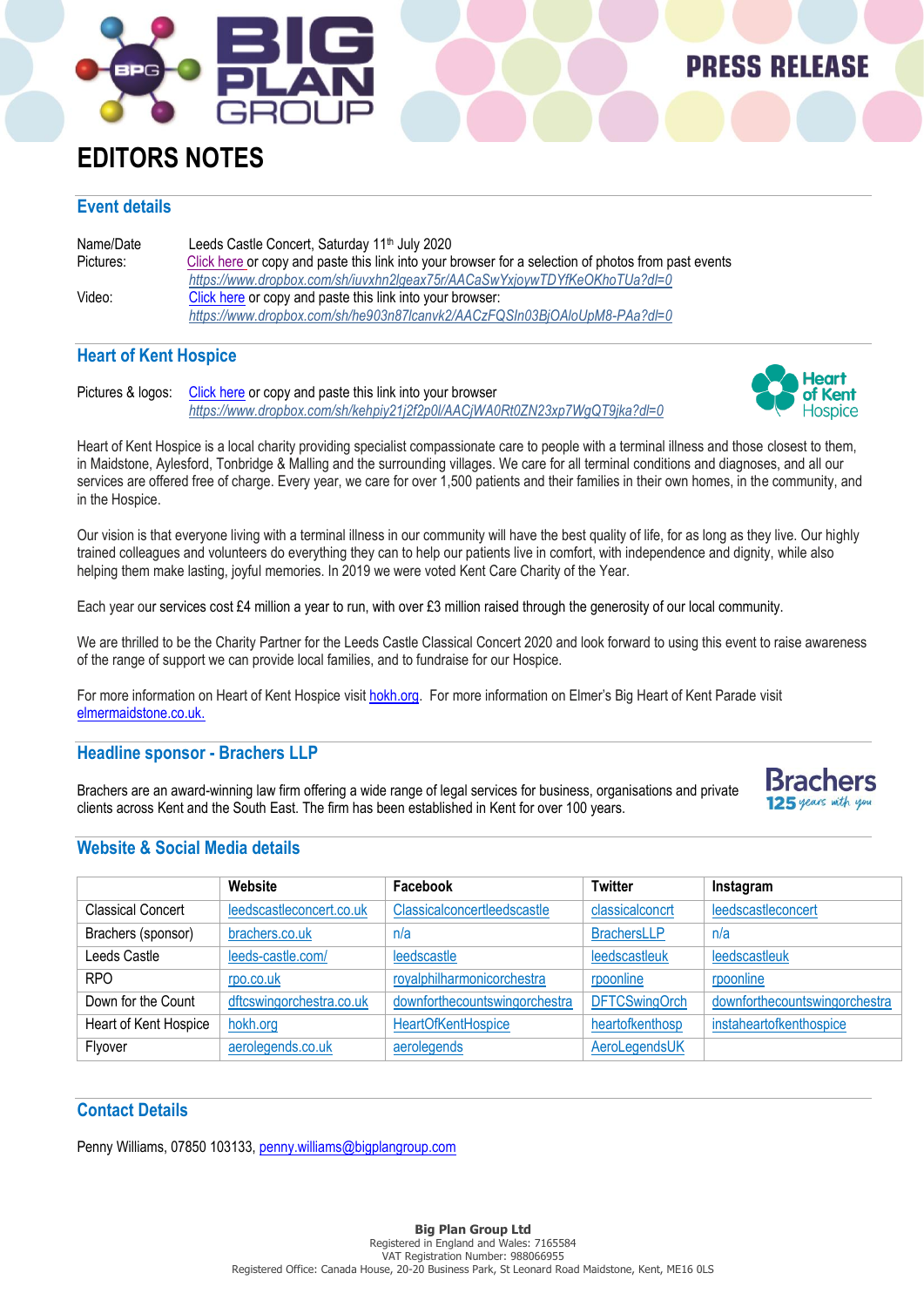PRESS RELEASE

# EDITORS NOTES

## Event details

Name/Date Leeds Castle Concert, Saturday 11th July 2020

Pictures: Click here or copy and paste this link into your browser for a selection of photos from past events
*https://www.dropbox.com/sh/iuvxhn2lgeax75r/AACaSwYxjoywTDYfKeOKhoTUa?dl=0*

Video: Click here or copy and paste this link into your browser:
*https://www.dropbox.com/sh/he903n87lcanvk2/AACzFQSln03BjOAloUpM8-PAa?dl=0*

## Heart of Kent Hospice

Pictures & logos: Click here or copy and paste this link into your browser
*https://www.dropbox.com/sh/kehpiy21j2f2p0l/AACjWA0Rt0ZN23xp7WgQT9jka?dl=0*

Heart of Kent Hospice is a local charity providing specialist compassionate care to people with a terminal illness and those closest to them, in Maidstone, Aylesford, Tonbridge & Malling and the surrounding villages. We care for all terminal conditions and diagnoses, and all our services are offered free of charge. Every year, we care for over 1,500 patients and their families in their own homes, in the community, and in the Hospice.

Our vision is that everyone living with a terminal illness in our community will have the best quality of life, for as long as they live. Our highly trained colleagues and volunteers do everything they can to help our patients live in comfort, with independence and dignity, while also helping them make lasting, joyful memories. In 2019 we were voted Kent Care Charity of the Year.

Each year our services cost £4 million a year to run, with over £3 million raised through the generosity of our local community.

We are thrilled to be the Charity Partner for the Leeds Castle Classical Concert 2020 and look forward to using this event to raise awareness of the range of support we can provide local families, and to fundraise for our Hospice.

For more information on Heart of Kent Hospice visit hokh.org. For more information on Elmer's Big Heart of Kent Parade visit elmermaidstone.co.uk.

## Headline sponsor - Brachers LLP

Brachers are an award-winning law firm offering a wide range of legal services for business, organisations and private clients across Kent and the South East. The firm has been established in Kent for over 100 years.

## Website & Social Media details

| | Website | Facebook | Twitter | Instagram |
|---|---|---|---|---|
| Classical Concert | leedscastleconcert.co.uk | Classicalconcertleedscastle | classicalconcrt | leedscastleconcert |
| Brachers (sponsor) | brachers.co.uk | n/a | BrachersLLP | n/a |
| Leeds Castle | leeds-castle.com/ | leedscastle | leedscastleuk | leedscastleuk |
| RPO | rpo.co.uk | royalphilharmonicorchestra | rpoonline | rpoonline |
| Down for the Count | dftcswingorchestra.co.uk | downforthecountswingorchestra | DFTCSwingOrch | downforthecountswingorchestra |
| Heart of Kent Hospice | hokh.org | HeartOfKentHospice | heartofkenthosp | instaheartofkenthospice |
| Flyover | aerolegends.co.uk | aerolegends | AeroLegendsUK | |

## Contact Details

Penny Williams, 07850 103133, penny.williams@bigplangroup.com

**Big Plan Group Ltd**
Registered in England and Wales: 7165584
VAT Registration Number: 988066955
Registered Office: Canada House, 20-20 Business Park, St Leonard Road Maidstone, Kent, ME16 0LS